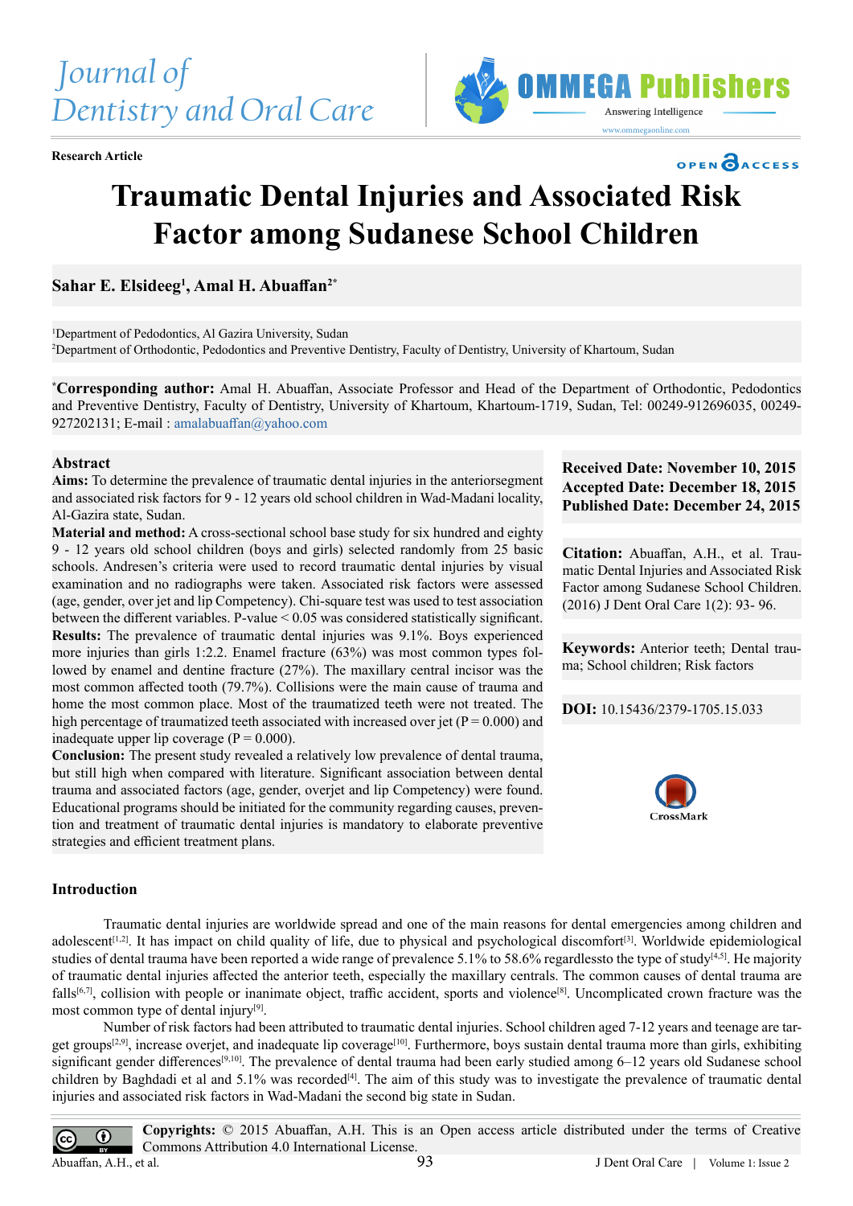Research Article

# Traumatic Dental Injuries and Associated Risk Factor among Sudanese School Children

**Sahar E. Elsideeg[1], Amal H. Abuaffan[2*]**

[1]Department of Pedodontics, Al Gazira University, Sudan
[2]Department of Orthodontic, Pedodontics and Preventive Dentistry, Faculty of Dentistry, University of Khartoum, Sudan

[*]**Corresponding author:** Amal H. Abuaffan, Associate Professor and Head of the Department of Orthodontic, Pedodontics and Preventive Dentistry, Faculty of Dentistry, University of Khartoum, Khartoum-1719, Sudan, Tel: 00249-912696035, 00249-927202131; E-mail : amalabuaffan@yahoo.com

## Abstract

**Aims:** To determine the prevalence of traumatic dental injuries in the anteriorsegment and associated risk factors for 9 - 12 years old school children in Wad-Madani locality, Al-Gazira state, Sudan.

**Material and method:** A cross-sectional school base study for six hundred and eighty 9 - 12 years old school children (boys and girls) selected randomly from 25 basic schools. Andresen's criteria were used to record traumatic dental injuries by visual examination and no radiographs were taken. Associated risk factors were assessed (age, gender, over jet and lip Competency). Chi-square test was used to test association between the different variables. P-value < 0.05 was considered statistically significant.

**Results:** The prevalence of traumatic dental injuries was 9.1%. Boys experienced more injuries than girls 1:2.2. Enamel fracture (63%) was most common types followed by enamel and dentine fracture (27%). The maxillary central incisor was the most common affected tooth (79.7%). Collisions were the main cause of trauma and home the most common place. Most of the traumatized teeth were not treated. The high percentage of traumatized teeth associated with increased over jet (P = 0.000) and inadequate upper lip coverage (P = 0.000).

**Conclusion:** The present study revealed a relatively low prevalence of dental trauma, but still high when compared with literature. Significant association between dental trauma and associated factors (age, gender, overjet and lip Competency) were found. Educational programs should be initiated for the community regarding causes, prevention and treatment of traumatic dental injuries is mandatory to elaborate preventive strategies and efficient treatment plans.

**Received Date: November 10, 2015**
**Accepted Date: December 18, 2015**
**Published Date: December 24, 2015**

**Citation:** Abuaffan, A.H., et al. Traumatic Dental Injuries and Associated Risk Factor among Sudanese School Children. (2016) J Dent Oral Care 1(2): 93- 96.

**Keywords:** Anterior teeth; Dental trauma; School children; Risk factors

**DOI:** 10.15436/2379-1705.15.033

## Introduction

Traumatic dental injuries are worldwide spread and one of the main reasons for dental emergencies among children and adolescent[1,2]. It has impact on child quality of life, due to physical and psychological discomfort[3]. Worldwide epidemiological studies of dental trauma have been reported a wide range of prevalence 5.1% to 58.6% regardlessto the type of study[4,5]. He majority of traumatic dental injuries affected the anterior teeth, especially the maxillary centrals. The common causes of dental trauma are falls[6,7], collision with people or inanimate object, traffic accident, sports and violence[8]. Uncomplicated crown fracture was the most common type of dental injury[9].

Number of risk factors had been attributed to traumatic dental injuries. School children aged 7-12 years and teenage are target groups[2,9], increase overjet, and inadequate lip coverage[10]. Furthermore, boys sustain dental trauma more than girls, exhibiting significant gender differences[9,10]. The prevalence of dental trauma had been early studied among 6–12 years old Sudanese school children by Baghdadi et al and 5.1% was recorded[4]. The aim of this study was to investigate the prevalence of traumatic dental injuries and associated risk factors in Wad-Madani the second big state in Sudan.

**Copyrights:** © 2015 Abuaffan, A.H. This is an Open access article distributed under the terms of Creative Commons Attribution 4.0 International License.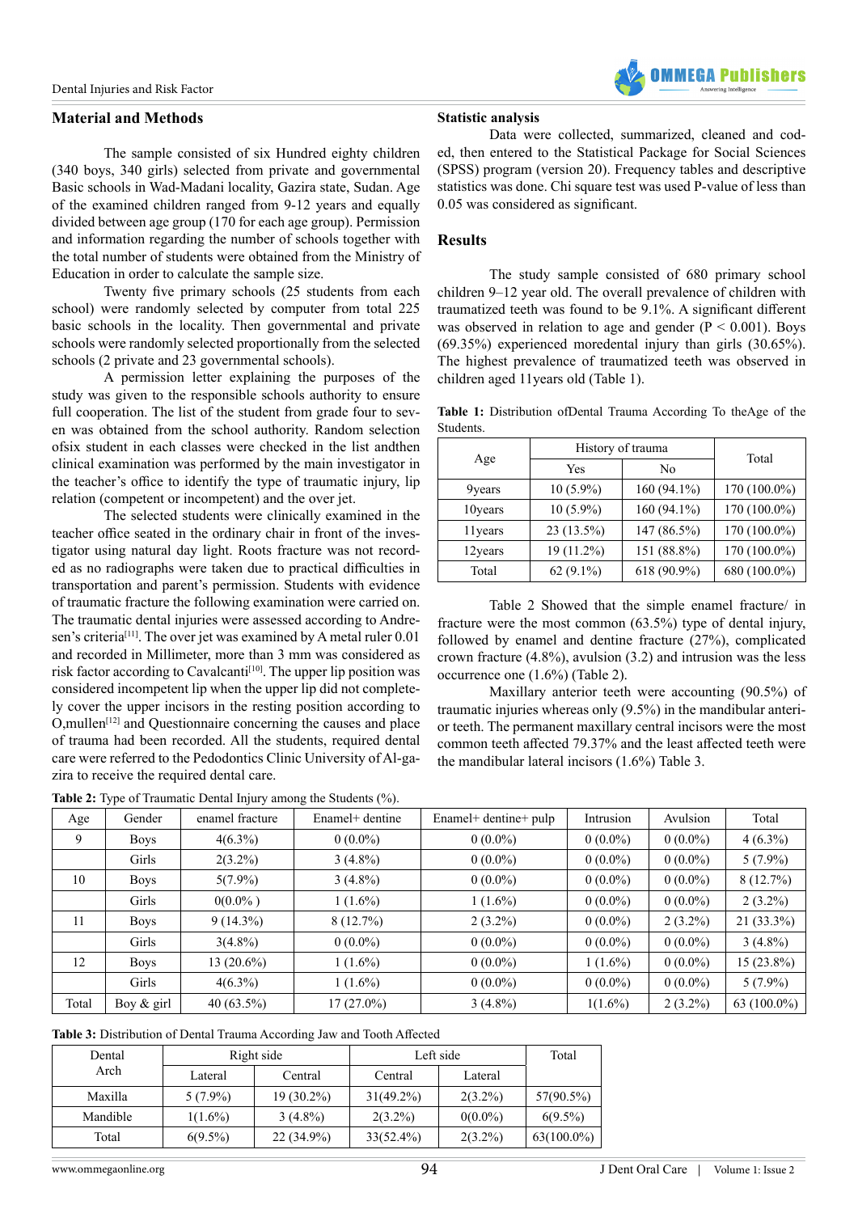## Material and Methods

The sample consisted of six Hundred eighty children (340 boys, 340 girls) selected from private and governmental Basic schools in Wad-Madani locality, Gazira state, Sudan. Age of the examined children ranged from 9-12 years and equally divided between age group (170 for each age group). Permission and information regarding the number of schools together with the total number of students were obtained from the Ministry of Education in order to calculate the sample size.

Twenty five primary schools (25 students from each school) were randomly selected by computer from total 225 basic schools in the locality. Then governmental and private schools were randomly selected proportionally from the selected schools (2 private and 23 governmental schools).

A permission letter explaining the purposes of the study was given to the responsible schools authority to ensure full cooperation. The list of the student from grade four to seven was obtained from the school authority. Random selection ofsix student in each classes were checked in the list andthen clinical examination was performed by the main investigator in the teacher's office to identify the type of traumatic injury, lip relation (competent or incompetent) and the over jet.

The selected students were clinically examined in the teacher office seated in the ordinary chair in front of the investigator using natural day light. Roots fracture was not recorded as no radiographs were taken due to practical difficulties in transportation and parent's permission. Students with evidence of traumatic fracture the following examination were carried on. The traumatic dental injuries were assessed according to Andresen's criteria[11]. The over jet was examined by A metal ruler 0.01 and recorded in Millimeter, more than 3 mm was considered as risk factor according to Cavalcanti[10]. The upper lip position was considered incompetent lip when the upper lip did not completely cover the upper incisors in the resting position according to O,mullen[12] and Questionnaire concerning the causes and place of trauma had been recorded. All the students, required dental care were referred to the Pedodontics Clinic University of Al-gazira to receive the required dental care.

### Statistic analysis

Data were collected, summarized, cleaned and coded, then entered to the Statistical Package for Social Sciences (SPSS) program (version 20). Frequency tables and descriptive statistics was done. Chi square test was used P-value of less than 0.05 was considered as significant.

## Results

The study sample consisted of 680 primary school children 9–12 year old. The overall prevalence of children with traumatized teeth was found to be 9.1%. A significant different was observed in relation to age and gender ($P < 0.001$). Boys (69.35%) experienced moredental injury than girls (30.65%). The highest prevalence of traumatized teeth was observed in children aged 11years old (Table 1).

**Table 1:** Distribution ofDental Trauma According To theAge of the Students.

| Age | History of trauma | | Total |
|---|---|---|---|
| | Yes | No | |
| 9years | 10 (5.9%) | 160 (94.1%) | 170 (100.0%) |
| 10years | 10 (5.9%) | 160 (94.1%) | 170 (100.0%) |
| 11years | 23 (13.5%) | 147 (86.5%) | 170 (100.0%) |
| 12years | 19 (11.2%) | 151 (88.8%) | 170 (100.0%) |
| Total | 62 (9.1%) | 618 (90.9%) | 680 (100.0%) |

Table 2 Showed that the simple enamel fracture/ in fracture were the most common (63.5%) type of dental injury, followed by enamel and dentine fracture (27%), complicated crown fracture (4.8%), avulsion (3.2) and intrusion was the less occurrence one (1.6%) (Table 2).

Maxillary anterior teeth were accounting (90.5%) of traumatic injuries whereas only (9.5%) in the mandibular anterior teeth. The permanent maxillary central incisors were the most common teeth affected 79.37% and the least affected teeth were the mandibular lateral incisors (1.6%) Table 3.

**Table 2:** Type of Traumatic Dental Injury among the Students (%).

| Age | Gender | enamel fracture | Enamel+ dentine | Enamel+ dentine+ pulp | Intrusion | Avulsion | Total |
|---|---|---|---|---|---|---|---|
| 9 | Boys | 4(6.3%) | 0 (0.0%) | 0 (0.0%) | 0 (0.0%) | 0 (0.0%) | 4 (6.3%) |
| | Girls | 2(3.2%) | 3 (4.8%) | 0 (0.0%) | 0 (0.0%) | 0 (0.0%) | 5 (7.9%) |
| 10 | Boys | 5(7.9%) | 3 (4.8%) | 0 (0.0%) | 0 (0.0%) | 0 (0.0%) | 8 (12.7%) |
| | Girls | 0(0.0% ) | 1 (1.6%) | 1 (1.6%) | 0 (0.0%) | 0 (0.0%) | 2 (3.2%) |
| 11 | Boys | 9 (14.3%) | 8 (12.7%) | 2 (3.2%) | 0 (0.0%) | 2 (3.2%) | 21 (33.3%) |
| | Girls | 3(4.8%) | 0 (0.0%) | 0 (0.0%) | 0 (0.0%) | 0 (0.0%) | 3 (4.8%) |
| 12 | Boys | 13 (20.6%) | 1 (1.6%) | 0 (0.0%) | 1 (1.6%) | 0 (0.0%) | 15 (23.8%) |
| | Girls | 4(6.3%) | 1 (1.6%) | 0 (0.0%) | 0 (0.0%) | 0 (0.0%) | 5 (7.9%) |
| Total | Boy & girl | 40 (63.5%) | 17 (27.0%) | 3 (4.8%) | 1(1.6%) | 2 (3.2%) | 63 (100.0%) |

**Table 3:** Distribution of Dental Trauma According Jaw and Tooth Affected

| Dental Arch | Right side | | Left side | | Total |
|---|---|---|---|---|---|
| | Lateral | Central | Central | Lateral | |
| Maxilla | 5 (7.9%) | 19 (30.2%) | 31(49.2%) | 2(3.2%) | 57(90.5%) |
| Mandible | 1(1.6%) | 3 (4.8%) | 2(3.2%) | 0(0.0%) | 6(9.5%) |
| Total | 6(9.5%) | 22 (34.9%) | 33(52.4%) | 2(3.2%) | 63(100.0%) |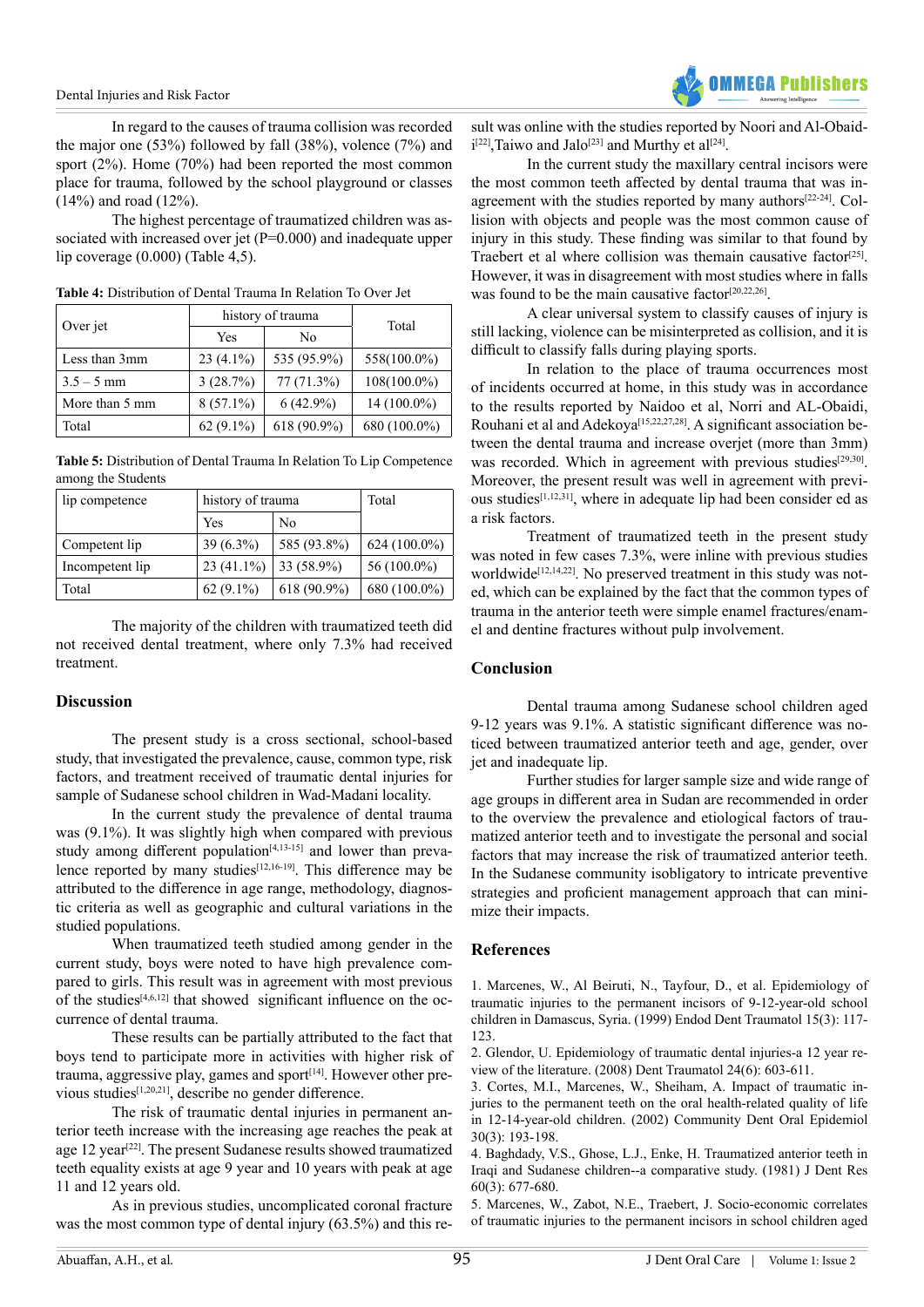In regard to the causes of trauma collision was recorded the major one (53%) followed by fall (38%), volence (7%) and sport (2%). Home (70%) had been reported the most common place for trauma, followed by the school playground or classes (14%) and road (12%).

The highest percentage of traumatized children was associated with increased over jet (P=0.000) and inadequate upper lip coverage (0.000) (Table 4,5).

**Table 4:** Distribution of Dental Trauma In Relation To Over Jet

| Over jet | history of trauma | | Total |
|---|---|---|---|
| | Yes | No | |
| Less than 3mm | 23 (4.1%) | 535 (95.9%) | 558(100.0%) |
| 3.5 – 5 mm | 3 (28.7%) | 77 (71.3%) | 108(100.0%) |
| More than 5 mm | 8 (57.1%) | 6 (42.9%) | 14 (100.0%) |
| Total | 62 (9.1%) | 618 (90.9%) | 680 (100.0%) |

**Table 5:** Distribution of Dental Trauma In Relation To Lip Competence among the Students

| lip competence | history of trauma | | Total |
|---|---|---|---|
| | Yes | No | |
| Competent lip | 39 (6.3%) | 585 (93.8%) | 624 (100.0%) |
| Incompetent lip | 23 (41.1%) | 33 (58.9%) | 56 (100.0%) |
| Total | 62 (9.1%) | 618 (90.9%) | 680 (100.0%) |

The majority of the children with traumatized teeth did not received dental treatment, where only 7.3% had received treatment.

## Discussion

The present study is a cross sectional, school-based study, that investigated the prevalence, cause, common type, risk factors, and treatment received of traumatic dental injuries for sample of Sudanese school children in Wad-Madani locality.

In the current study the prevalence of dental trauma was (9.1%). It was slightly high when compared with previous study among different population[4,13-15] and lower than prevalence reported by many studies[12,16-19]. This difference may be attributed to the difference in age range, methodology, diagnostic criteria as well as geographic and cultural variations in the studied populations.

When traumatized teeth studied among gender in the current study, boys were noted to have high prevalence compared to girls. This result was in agreement with most previous of the studies[4,6,12] that showed significant influence on the occurrence of dental trauma.

These results can be partially attributed to the fact that boys tend to participate more in activities with higher risk of trauma, aggressive play, games and sport[14]. However other previous studies[1,20,21], describe no gender difference.

The risk of traumatic dental injuries in permanent anterior teeth increase with the increasing age reaches the peak at age 12 year[22]. The present Sudanese results showed traumatized teeth equality exists at age 9 year and 10 years with peak at age 11 and 12 years old.

As in previous studies, uncomplicated coronal fracture was the most common type of dental injury (63.5%) and this result was online with the studies reported by Noori and Al-Obaidi[22],Taiwo and Jalo[23] and Murthy et al[24].

In the current study the maxillary central incisors were the most common teeth affected by dental trauma that was in-agreement with the studies reported by many authors[22-24]. Collision with objects and people was the most common cause of injury in this study. These finding was similar to that found by Traebert et al where collision was themain causative factor[25]. However, it was in disagreement with most studies where in falls was found to be the main causative factor[20,22,26].

A clear universal system to classify causes of injury is still lacking, violence can be misinterpreted as collision, and it is difficult to classify falls during playing sports.

In relation to the place of trauma occurrences most of incidents occurred at home, in this study was in accordance to the results reported by Naidoo et al, Norri and AL-Obaidi, Rouhani et al and Adekoya[15,22,27,28]. A significant association between the dental trauma and increase overjet (more than 3mm) was recorded. Which in agreement with previous studies[29,30]. Moreover, the present result was well in agreement with previous studies[1,12,31], where in adequate lip had been consider ed as a risk factors.

Treatment of traumatized teeth in the present study was noted in few cases 7.3%, were inline with previous studies worldwide[12,14,22]. No preserved treatment in this study was noted, which can be explained by the fact that the common types of trauma in the anterior teeth were simple enamel fractures/enamel and dentine fractures without pulp involvement.

## Conclusion

Dental trauma among Sudanese school children aged 9-12 years was 9.1%. A statistic significant difference was noticed between traumatized anterior teeth and age, gender, over jet and inadequate lip.

Further studies for larger sample size and wide range of age groups in different area in Sudan are recommended in order to the overview the prevalence and etiological factors of traumatized anterior teeth and to investigate the personal and social factors that may increase the risk of traumatized anterior teeth. In the Sudanese community isobligatory to intricate preventive strategies and proficient management approach that can minimize their impacts.

## References

1. Marcenes, W., Al Beiruti, N., Tayfour, D., et al. Epidemiology of traumatic injuries to the permanent incisors of 9-12-year-old school children in Damascus, Syria. (1999) Endod Dent Traumatol 15(3): 117-123.

2. Glendor, U. Epidemiology of traumatic dental injuries-a 12 year review of the literature. (2008) Dent Traumatol 24(6): 603-611.

3. Cortes, M.I., Marcenes, W., Sheiham, A. Impact of traumatic injuries to the permanent teeth on the oral health-related quality of life in 12-14-year-old children. (2002) Community Dent Oral Epidemiol 30(3): 193-198.

4. Baghdady, V.S., Ghose, L.J., Enke, H. Traumatized anterior teeth in Iraqi and Sudanese children--a comparative study. (1981) J Dent Res 60(3): 677-680.

5. Marcenes, W., Zabot, N.E., Traebert, J. Socio-economic correlates of traumatic injuries to the permanent incisors in school children aged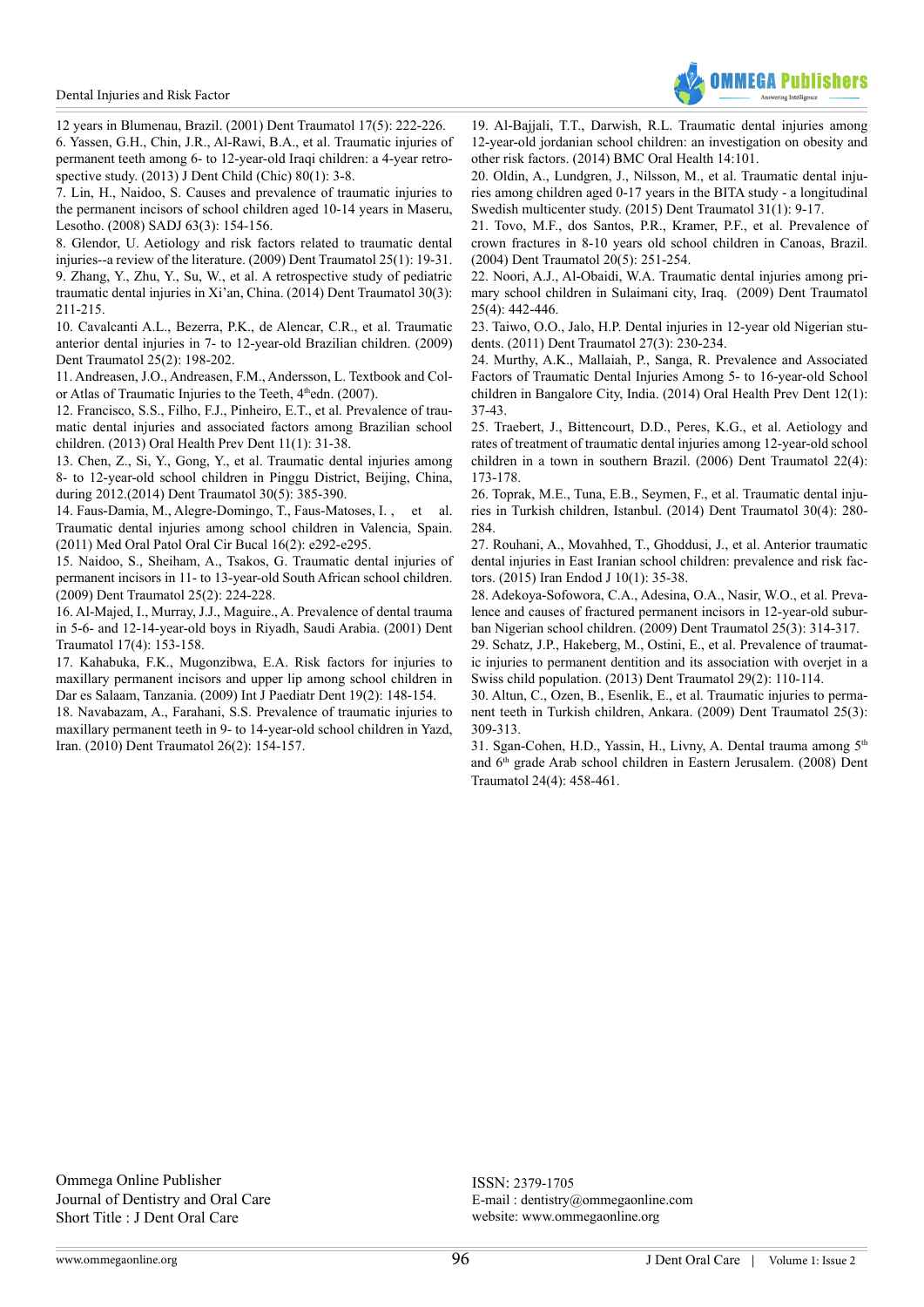12 years in Blumenau, Brazil. (2001) Dent Traumatol 17(5): 222-226.

6. Yassen, G.H., Chin, J.R., Al-Rawi, B.A., et al. Traumatic injuries of permanent teeth among 6- to 12-year-old Iraqi children: a 4-year retrospective study. (2013) J Dent Child (Chic) 80(1): 3-8.

7. Lin, H., Naidoo, S. Causes and prevalence of traumatic injuries to the permanent incisors of school children aged 10-14 years in Maseru, Lesotho. (2008) SADJ 63(3): 154-156.

8. Glendor, U. Aetiology and risk factors related to traumatic dental injuries--a review of the literature. (2009) Dent Traumatol 25(1): 19-31.

9. Zhang, Y., Zhu, Y., Su, W., et al. A retrospective study of pediatric traumatic dental injuries in Xi'an, China. (2014) Dent Traumatol 30(3): 211-215.

10. Cavalcanti A.L., Bezerra, P.K., de Alencar, C.R., et al. Traumatic anterior dental injuries in 7- to 12-year-old Brazilian children. (2009) Dent Traumatol 25(2): 198-202.

11. Andreasen, J.O., Andreasen, F.M., Andersson, L. Textbook and Color Atlas of Traumatic Injuries to the Teeth, 4th edn. (2007).

12. Francisco, S.S., Filho, F.J., Pinheiro, E.T., et al. Prevalence of traumatic dental injuries and associated factors among Brazilian school children. (2013) Oral Health Prev Dent 11(1): 31-38.

13. Chen, Z., Si, Y., Gong, Y., et al. Traumatic dental injuries among 8- to 12-year-old school children in Pinggu District, Beijing, China, during 2012.(2014) Dent Traumatol 30(5): 385-390.

14. Faus-Damia, M., Alegre-Domingo, T., Faus-Matoses, I. , et al. Traumatic dental injuries among school children in Valencia, Spain. (2011) Med Oral Patol Oral Cir Bucal 16(2): e292-e295.

15. Naidoo, S., Sheiham, A., Tsakos, G. Traumatic dental injuries of permanent incisors in 11- to 13-year-old South African school children. (2009) Dent Traumatol 25(2): 224-228.

16. Al-Majed, I., Murray, J.J., Maguire., A. Prevalence of dental trauma in 5-6- and 12-14-year-old boys in Riyadh, Saudi Arabia. (2001) Dent Traumatol 17(4): 153-158.

17. Kahabuka, F.K., Mugonzibwa, E.A. Risk factors for injuries to maxillary permanent incisors and upper lip among school children in Dar es Salaam, Tanzania. (2009) Int J Paediatr Dent 19(2): 148-154.

18. Navabazam, A., Farahani, S.S. Prevalence of traumatic injuries to maxillary permanent teeth in 9- to 14-year-old school children in Yazd, Iran. (2010) Dent Traumatol 26(2): 154-157.

19. Al-Bajjali, T.T., Darwish, R.L. Traumatic dental injuries among 12-year-old jordanian school children: an investigation on obesity and other risk factors. (2014) BMC Oral Health 14:101.

20. Oldin, A., Lundgren, J., Nilsson, M., et al. Traumatic dental injuries among children aged 0-17 years in the BITA study - a longitudinal Swedish multicenter study. (2015) Dent Traumatol 31(1): 9-17.

21. Tovo, M.F., dos Santos, P.R., Kramer, P.F., et al. Prevalence of crown fractures in 8-10 years old school children in Canoas, Brazil. (2004) Dent Traumatol 20(5): 251-254.

22. Noori, A.J., Al-Obaidi, W.A. Traumatic dental injuries among primary school children in Sulaimani city, Iraq. (2009) Dent Traumatol 25(4): 442-446.

23. Taiwo, O.O., Jalo, H.P. Dental injuries in 12-year old Nigerian students. (2011) Dent Traumatol 27(3): 230-234.

24. Murthy, A.K., Mallaiah, P., Sanga, R. Prevalence and Associated Factors of Traumatic Dental Injuries Among 5- to 16-year-old School children in Bangalore City, India. (2014) Oral Health Prev Dent 12(1): 37-43.

25. Traebert, J., Bittencourt, D.D., Peres, K.G., et al. Aetiology and rates of treatment of traumatic dental injuries among 12-year-old school children in a town in southern Brazil. (2006) Dent Traumatol 22(4): 173-178.

26. Toprak, M.E., Tuna, E.B., Seymen, F., et al. Traumatic dental injuries in Turkish children, Istanbul. (2014) Dent Traumatol 30(4): 280-284.

27. Rouhani, A., Movahhed, T., Ghoddusi, J., et al. Anterior traumatic dental injuries in East Iranian school children: prevalence and risk factors. (2015) Iran Endod J 10(1): 35-38.

28. Adekoya-Sofowora, C.A., Adesina, O.A., Nasir, W.O., et al. Prevalence and causes of fractured permanent incisors in 12-year-old suburban Nigerian school children. (2009) Dent Traumatol 25(3): 314-317.

29. Schatz, J.P., Hakeberg, M., Ostini, E., et al. Prevalence of traumatic injuries to permanent dentition and its association with overjet in a Swiss child population. (2013) Dent Traumatol 29(2): 110-114.

30. Altun, C., Ozen, B., Esenlik, E., et al. Traumatic injuries to permanent teeth in Turkish children, Ankara. (2009) Dent Traumatol 25(3): 309-313.

31. Sgan-Cohen, H.D., Yassin, H., Livny, A. Dental trauma among 5th and 6th grade Arab school children in Eastern Jerusalem. (2008) Dent Traumatol 24(4): 458-461.

Ommega Online Publisher
Journal of Dentistry and Oral Care
Short Title : J Dent Oral Care

ISSN: 2379-1705
E-mail : dentistry@ommegaonline.com
website: www.ommegaonline.org